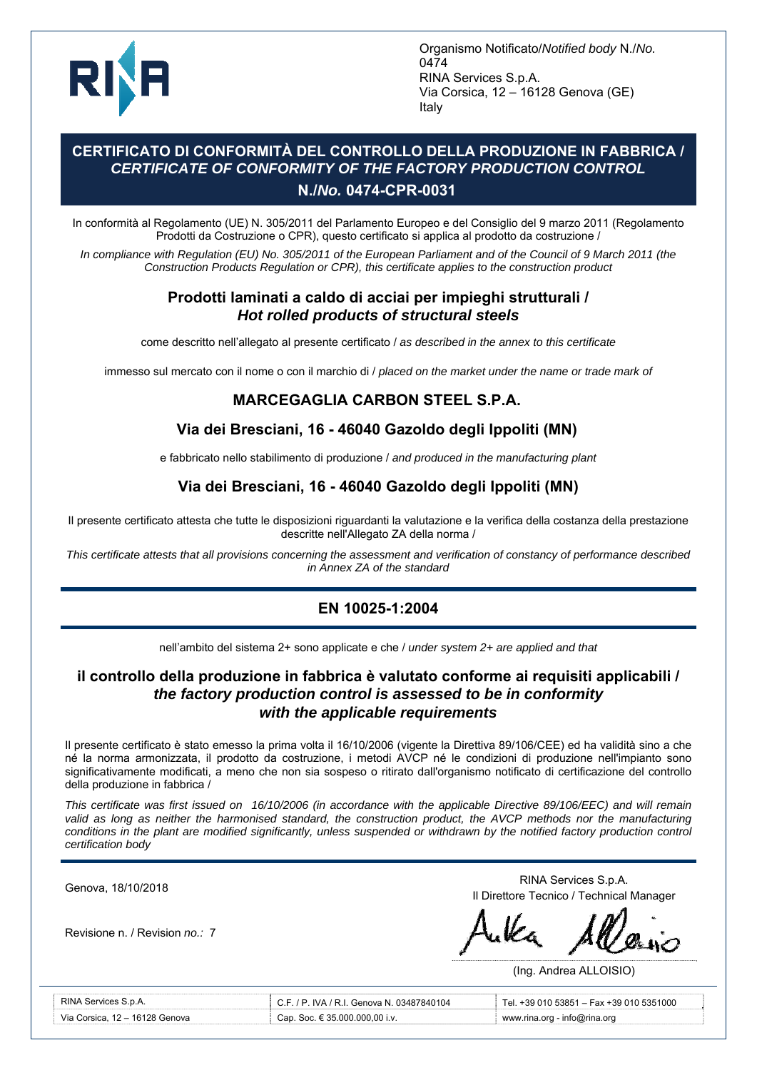Organismo Notificato/*Notified body* N./*No.* 0474
RINA Services S.p.A.
Via Corsica, 12 – 16128 Genova (GE)
Italy

# CERTIFICATO DI CONFORMITÀ DEL CONTROLLO DELLA PRODUZIONE IN FABBRICA / *CERTIFICATE OF CONFORMITY OF THE FACTORY PRODUCTION CONTROL*

## N./*No.* 0474-CPR-0031

In conformità al Regolamento (UE) N. 305/2011 del Parlamento Europeo e del Consiglio del 9 marzo 2011 (Regolamento Prodotti da Costruzione o CPR), questo certificato si applica al prodotto da costruzione /

*In compliance with Regulation (EU) No. 305/2011 of the European Parliament and of the Council of 9 March 2011 (the Construction Products Regulation or CPR), this certificate applies to the construction product*

### Prodotti laminati a caldo di acciai per impieghi strutturali / *Hot rolled products of structural steels*

come descritto nell'allegato al presente certificato / *as described in the annex to this certificate*

immesso sul mercato con il nome o con il marchio di / *placed on the market under the name or trade mark of*

### MARCEGAGLIA CARBON STEEL S.P.A.

### Via dei Bresciani, 16 - 46040 Gazoldo degli Ippoliti (MN)

e fabbricato nello stabilimento di produzione / *and produced in the manufacturing plant*

### Via dei Bresciani, 16 - 46040 Gazoldo degli Ippoliti (MN)

Il presente certificato attesta che tutte le disposizioni riguardanti la valutazione e la verifica della costanza della prestazione descritte nell'Allegato ZA della norma /

*This certificate attests that all provisions concerning the assessment and verification of constancy of performance described in Annex ZA of the standard*

### EN 10025-1:2004

nell'ambito del sistema 2+ sono applicate e che / *under system 2+ are applied and that*

### il controllo della produzione in fabbrica è valutato conforme ai requisiti applicabili / *the factory production control is assessed to be in conformity with the applicable requirements*

Il presente certificato è stato emesso la prima volta il 16/10/2006 (vigente la Direttiva 89/106/CEE) ed ha validità sino a che né la norma armonizzata, il prodotto da costruzione, i metodi AVCP né le condizioni di produzione nell'impianto sono significativamente modificati, a meno che non sia sospeso o ritirato dall'organismo notificato di certificazione del controllo della produzione in fabbrica /

*This certificate was first issued on 16/10/2006 (in accordance with the applicable Directive 89/106/EEC) and will remain valid as long as neither the harmonised standard, the construction product, the AVCP methods nor the manufacturing conditions in the plant are modified significantly, unless suspended or withdrawn by the notified factory production control certification body*

Genova, 18/10/2018

Revisione n. / Revision *no.:* 7

RINA Services S.p.A.
Il Direttore Tecnico / Technical Manager

(Ing. Andrea ALLOISIO)

| RINA Services S.p.A. | C.F. / P. IVA / R.I. Genova N. 03487840104 | Tel. +39 010 53851 – Fax +39 010 5351000 |
|---|---|---|
| Via Corsica, 12 – 16128 Genova | Cap. Soc. € 35.000.000,00 i.v. | www.rina.org - info@rina.org |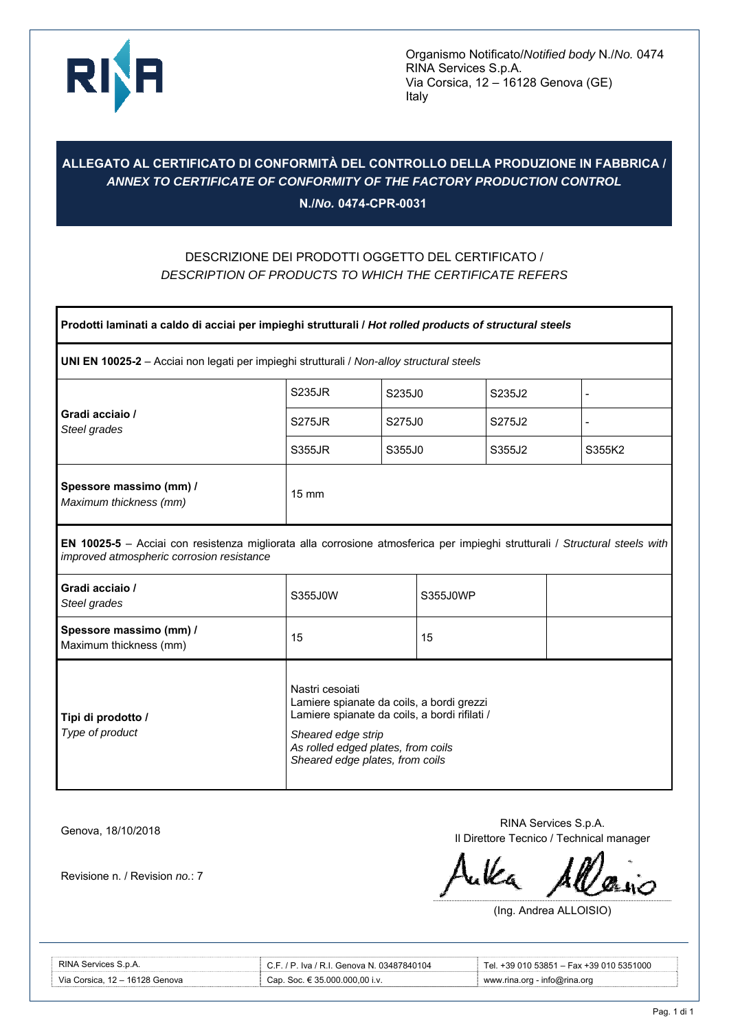Organismo Notificato/*Notified body* N./*No.* 0474
RINA Services S.p.A.
Via Corsica, 12 – 16128 Genova (GE)
Italy

## ALLEGATO AL CERTIFICATO DI CONFORMITÀ DEL CONTROLLO DELLA PRODUZIONE IN FABBRICA / *ANNEX TO CERTIFICATE OF CONFORMITY OF THE FACTORY PRODUCTION CONTROL*

**N./*No.* 0474-CPR-0031**

DESCRIZIONE DEI PRODOTTI OGGETTO DEL CERTIFICATO /
*DESCRIPTION OF PRODUCTS TO WHICH THE CERTIFICATE REFERS*

**Prodotti laminati a caldo di acciai per impieghi strutturali / *Hot rolled products of structural steels***

**UNI EN 10025-2** – Acciai non legati per impieghi strutturali / *Non-alloy structural steels*

| | | | | |
|---|---|---|---|---|
| **Gradi acciaio /** *Steel grades* | S235JR | S235J0 | S235J2 | - |
| | S275JR | S275J0 | S275J2 | - |
| | S355JR | S355J0 | S355J2 | S355K2 |
| **Spessore massimo (mm) /** *Maximum thickness (mm)* | 15 mm | | | |

**EN 10025-5** – Acciai con resistenza migliorata alla corrosione atmosferica per impieghi strutturali / *Structural steels with improved atmospheric corrosion resistance*

| | | | |
|---|---|---|---|
| **Gradi acciaio /** *Steel grades* | S355J0W | S355J0WP | |
| **Spessore massimo (mm) /** Maximum thickness (mm) | 15 | 15 | |
| **Tipi di prodotto /** *Type of product* | Nastri cesoiati<br>Lamiere spianate da coils, a bordi grezzi<br>Lamiere spianate da coils, a bordi rifilati /<br>*Sheared edge strip*<br>*As rolled edged plates, from coils*<br>*Sheared edge plates, from coils* | | |

Genova, 18/10/2018

Revisione n. / Revision *no.*: 7

RINA Services S.p.A.
Il Direttore Tecnico / Technical manager

(Ing. Andrea ALLOISIO)

| | | |
|---|---|---|
| RINA Services S.p.A. | C.F. / P. Iva / R.I. Genova N. 03487840104 | Tel. +39 010 53851 – Fax +39 010 5351000 |
| Via Corsica, 12 – 16128 Genova | Cap. Soc. € 35.000.000,00 i.v. | www.rina.org - info@rina.org |